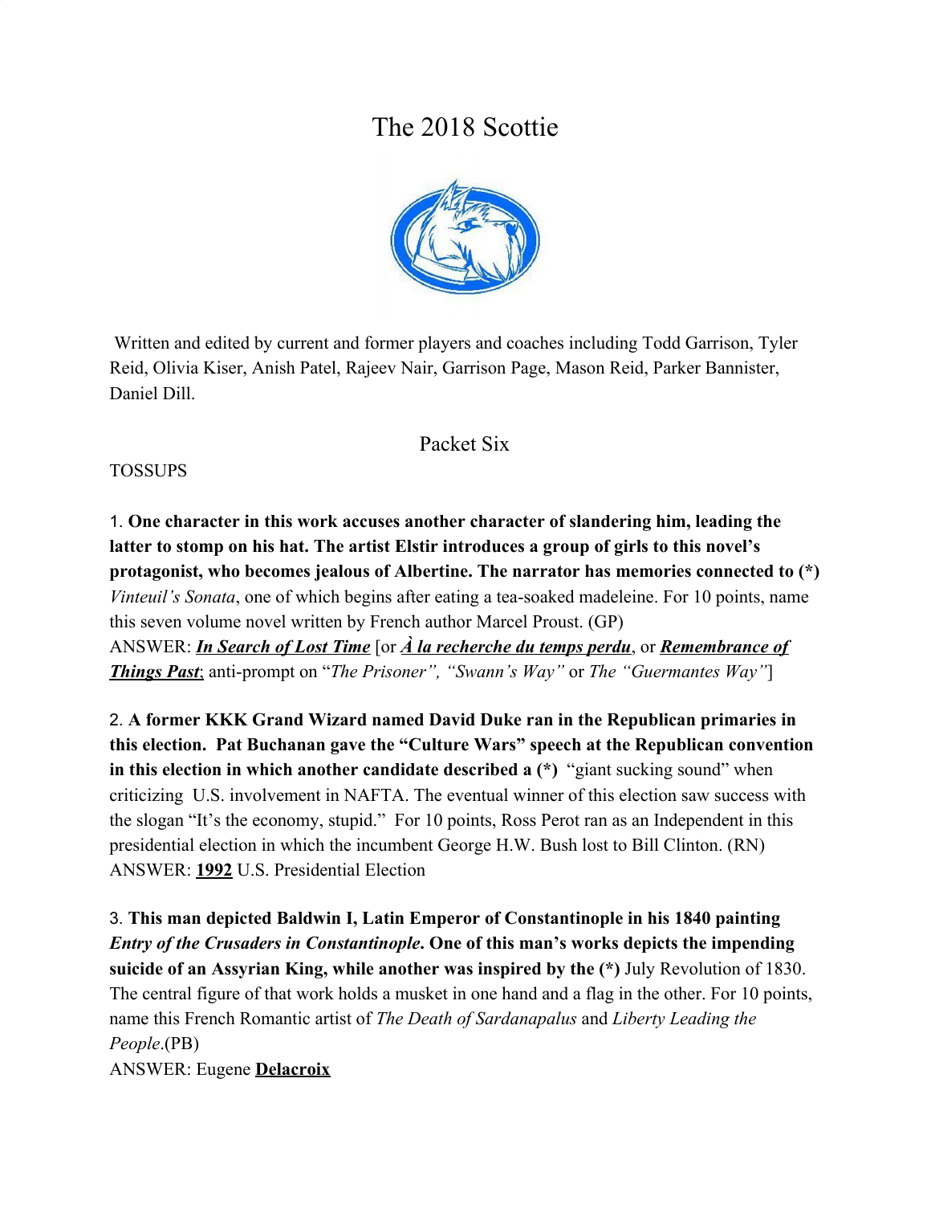# The 2018 Scottie

Written and edited by current and former players and coaches including Todd Garrison, Tyler Reid, Olivia Kiser, Anish Patel, Rajeev Nair, Garrison Page, Mason Reid, Parker Bannister, Daniel Dill.

## Packet Six

TOSSUPS

1. **One character in this work accuses another character of slandering him, leading the latter to stomp on his hat. The artist Elstir introduces a group of girls to this novel's protagonist, who becomes jealous of Albertine. The narrator has memories connected to (*)** *Vinteuil's Sonata*, one of which begins after eating a tea-soaked madeleine. For 10 points, name this seven volume novel written by French author Marcel Proust. (GP)
ANSWER: ***<u>In Search of Lost Time</u>*** [or ***<u>À la recherche du temps perdu</u>***, or ***<u>Remembrance of Things Past</u>***; anti-prompt on "*The Prisoner", "Swann's Way"* or *The "Guermantes Way"*]

2. **A former KKK Grand Wizard named David Duke ran in the Republican primaries in this election. Pat Buchanan gave the "Culture Wars" speech at the Republican convention in this election in which another candidate described a (*)** "giant sucking sound" when criticizing U.S. involvement in NAFTA. The eventual winner of this election saw success with the slogan "It's the economy, stupid." For 10 points, Ross Perot ran as an Independent in this presidential election in which the incumbent George H.W. Bush lost to Bill Clinton. (RN)
ANSWER: **<u>1992</u>** U.S. Presidential Election

3. **This man depicted Baldwin I, Latin Emperor of Constantinople in his 1840 painting *Entry of the Crusaders in Constantinople*. One of this man's works depicts the impending suicide of an Assyrian King, while another was inspired by the (*)** July Revolution of 1830. The central figure of that work holds a musket in one hand and a flag in the other. For 10 points, name this French Romantic artist of *The Death of Sardanapalus* and *Liberty Leading the People*.(PB)
ANSWER: Eugene **<u>Delacroix</u>**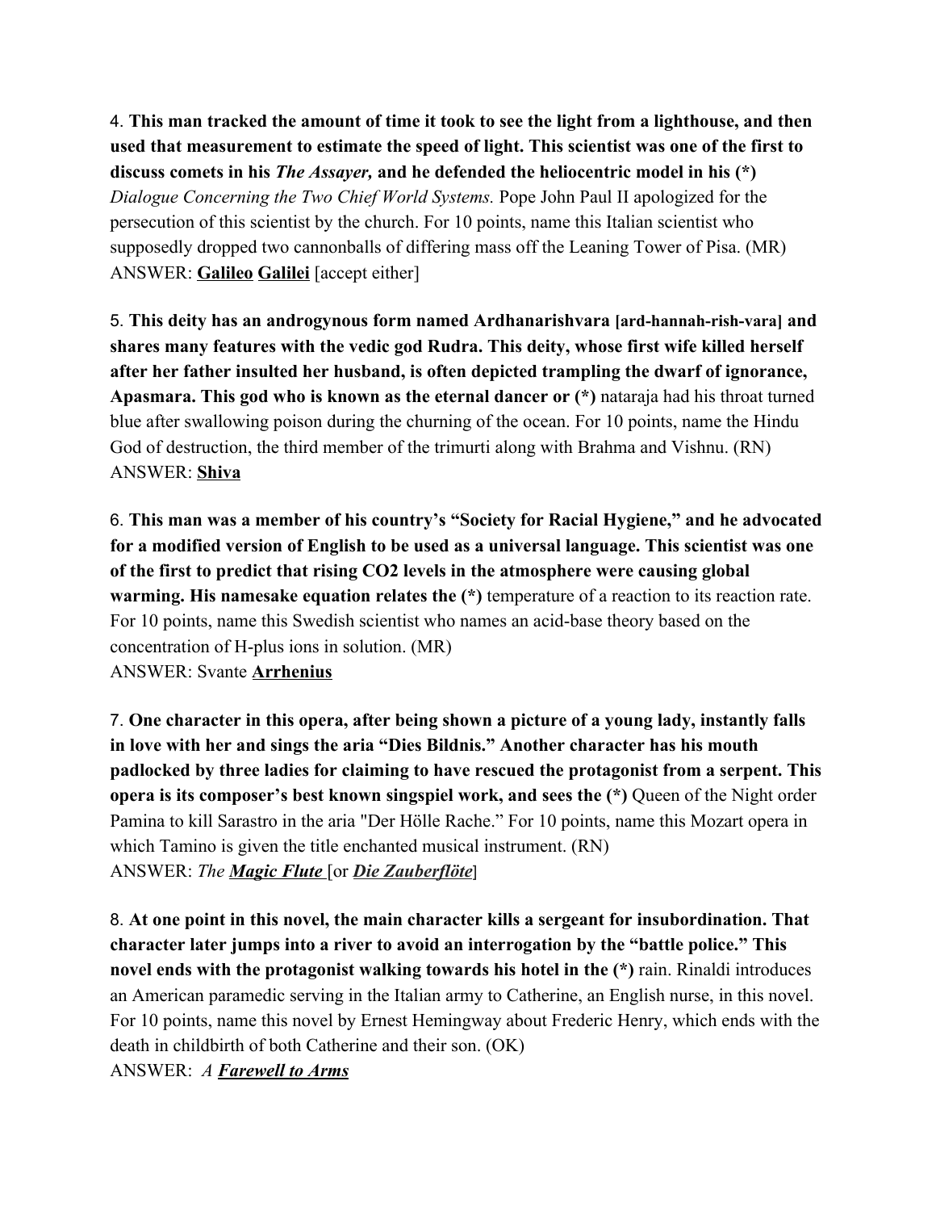4. **This man tracked the amount of time it took to see the light from a lighthouse, and then used that measurement to estimate the speed of light. This scientist was one of the first to discuss comets in his *The Assayer,* and he defended the heliocentric model in his (*)** *Dialogue Concerning the Two Chief World Systems.* Pope John Paul II apologized for the persecution of this scientist by the church. For 10 points, name this Italian scientist who supposedly dropped two cannonballs of differing mass off the Leaning Tower of Pisa. (MR)
ANSWER: **Galileo** **Galilei** [accept either]

5. **This deity has an androgynous form named Ardhanarishvara [ard-hannah-rish-vara] and shares many features with the vedic god Rudra. This deity, whose first wife killed herself after her father insulted her husband, is often depicted trampling the dwarf of ignorance, Apasmara. This god who is known as the eternal dancer or (*)** nataraja had his throat turned blue after swallowing poison during the churning of the ocean. For 10 points, name the Hindu God of destruction, the third member of the trimurti along with Brahma and Vishnu. (RN)
ANSWER: **Shiva**

6. **This man was a member of his country's "Society for Racial Hygiene," and he advocated for a modified version of English to be used as a universal language. This scientist was one of the first to predict that rising CO2 levels in the atmosphere were causing global warming. His namesake equation relates the (*)** temperature of a reaction to its reaction rate. For 10 points, name this Swedish scientist who names an acid-base theory based on the concentration of H-plus ions in solution. (MR)
ANSWER: Svante **Arrhenius**

7. **One character in this opera, after being shown a picture of a young lady, instantly falls in love with her and sings the aria "Dies Bildnis." Another character has his mouth padlocked by three ladies for claiming to have rescued the protagonist from a serpent. This opera is its composer's best known singspiel work, and sees the (*)** Queen of the Night order Pamina to kill Sarastro in the aria "Der Hölle Rache." For 10 points, name this Mozart opera in which Tamino is given the title enchanted musical instrument. (RN)
ANSWER: *The* ***Magic Flute*** [or ***Die Zauberflöte***]

8. **At one point in this novel, the main character kills a sergeant for insubordination. That character later jumps into a river to avoid an interrogation by the "battle police." This novel ends with the protagonist walking towards his hotel in the (*)** rain. Rinaldi introduces an American paramedic serving in the Italian army to Catherine, an English nurse, in this novel. For 10 points, name this novel by Ernest Hemingway about Frederic Henry, which ends with the death in childbirth of both Catherine and their son. (OK)
ANSWER: *A* ***Farewell to Arms***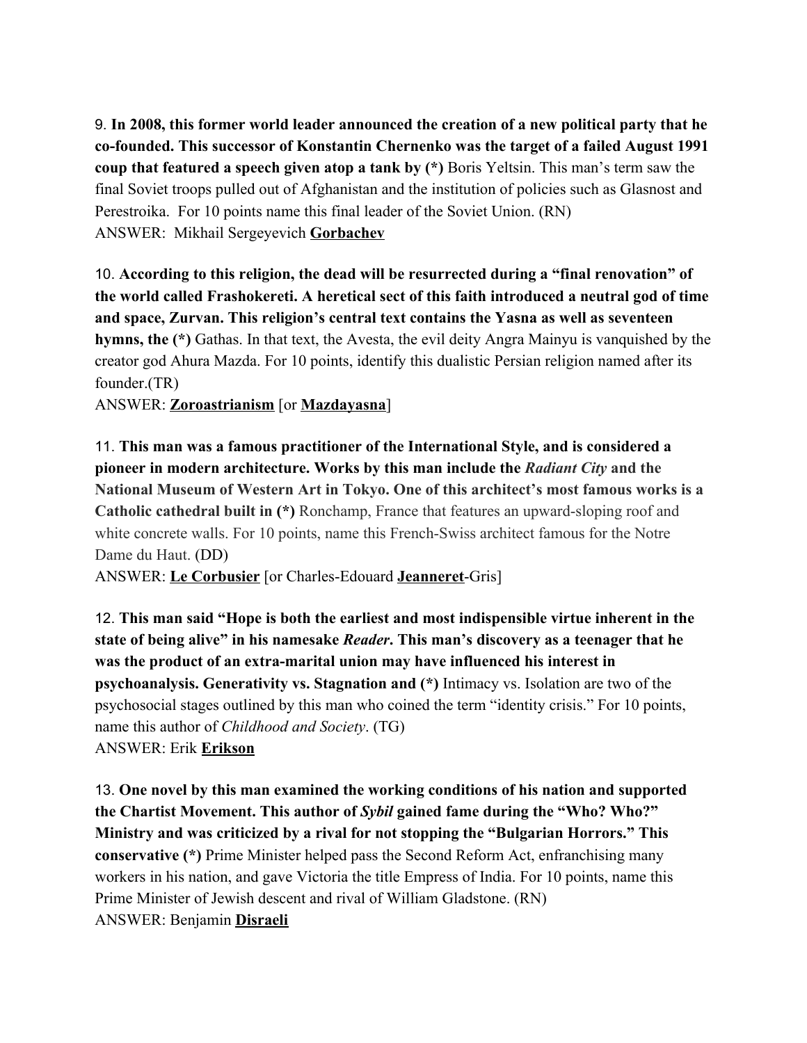9. **In 2008, this former world leader announced the creation of a new political party that he co-founded. This successor of Konstantin Chernenko was the target of a failed August 1991 coup that featured a speech given atop a tank by (*)** Boris Yeltsin. This man's term saw the final Soviet troops pulled out of Afghanistan and the institution of policies such as Glasnost and Perestroika. For 10 points name this final leader of the Soviet Union. (RN)
ANSWER: Mikhail Sergeyevich **Gorbachev**

10. **According to this religion, the dead will be resurrected during a "final renovation" of the world called Frashokereti. A heretical sect of this faith introduced a neutral god of time and space, Zurvan. This religion's central text contains the Yasna as well as seventeen hymns, the (*)** Gathas. In that text, the Avesta, the evil deity Angra Mainyu is vanquished by the creator god Ahura Mazda. For 10 points, identify this dualistic Persian religion named after its founder.(TR)
ANSWER: **Zoroastrianism** [or **Mazdayasna**]

11. **This man was a famous practitioner of the International Style, and is considered a pioneer in modern architecture. Works by this man include the *Radiant City* and the National Museum of Western Art in Tokyo. One of this architect's most famous works is a Catholic cathedral built in (*)** Ronchamp, France that features an upward-sloping roof and white concrete walls. For 10 points, name this French-Swiss architect famous for the Notre Dame du Haut. (DD)
ANSWER: **Le Corbusier** [or Charles-Edouard **Jeanneret**-Gris]

12. **This man said "Hope is both the earliest and most indispensible virtue inherent in the state of being alive" in his namesake *Reader*. This man's discovery as a teenager that he was the product of an extra-marital union may have influenced his interest in psychoanalysis. Generativity vs. Stagnation and (*)** Intimacy vs. Isolation are two of the psychosocial stages outlined by this man who coined the term "identity crisis." For 10 points, name this author of *Childhood and Society*. (TG)
ANSWER: Erik **Erikson**

13. **One novel by this man examined the working conditions of his nation and supported the Chartist Movement. This author of *Sybil* gained fame during the "Who? Who?" Ministry and was criticized by a rival for not stopping the "Bulgarian Horrors." This conservative (*)** Prime Minister helped pass the Second Reform Act, enfranchising many workers in his nation, and gave Victoria the title Empress of India. For 10 points, name this Prime Minister of Jewish descent and rival of William Gladstone. (RN)
ANSWER: Benjamin **Disraeli**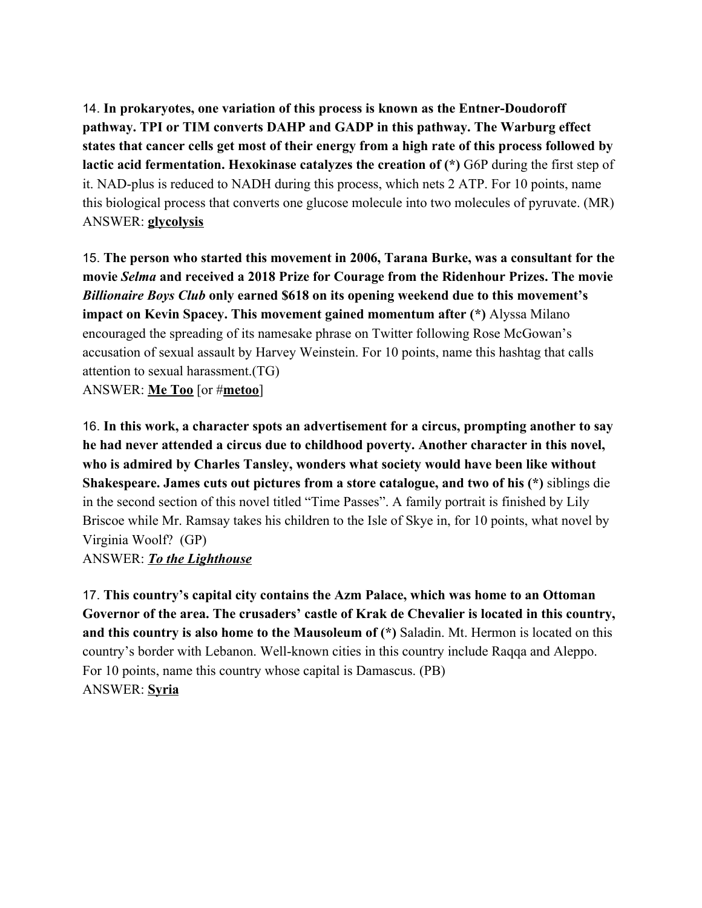14. **In prokaryotes, one variation of this process is known as the Entner-Doudoroff pathway. TPI or TIM converts DAHP and GADP in this pathway. The Warburg effect states that cancer cells get most of their energy from a high rate of this process followed by lactic acid fermentation. Hexokinase catalyzes the creation of (*)** G6P during the first step of it. NAD-plus is reduced to NADH during this process, which nets 2 ATP. For 10 points, name this biological process that converts one glucose molecule into two molecules of pyruvate. (MR)
ANSWER: **<u>glycolysis</u>**

15. **The person who started this movement in 2006, Tarana Burke, was a consultant for the movie *Selma* and received a 2018 Prize for Courage from the Ridenhour Prizes. The movie *Billionaire Boys Club* only earned $618 on its opening weekend due to this movement's impact on Kevin Spacey. This movement gained momentum after (*)** Alyssa Milano encouraged the spreading of its namesake phrase on Twitter following Rose McGowan's accusation of sexual assault by Harvey Weinstein. For 10 points, name this hashtag that calls attention to sexual harassment.(TG)
ANSWER: **<u>Me Too</u>** [or #**<u>metoo</u>**]

16. **In this work, a character spots an advertisement for a circus, prompting another to say he had never attended a circus due to childhood poverty. Another character in this novel, who is admired by Charles Tansley, wonders what society would have been like without Shakespeare. James cuts out pictures from a store catalogue, and two of his (*)** siblings die in the second section of this novel titled "Time Passes". A family portrait is finished by Lily Briscoe while Mr. Ramsay takes his children to the Isle of Skye in, for 10 points, what novel by Virginia Woolf? (GP)
ANSWER: ***<u>To the Lighthouse</u>***

17. **This country's capital city contains the Azm Palace, which was home to an Ottoman Governor of the area. The crusaders' castle of Krak de Chevalier is located in this country, and this country is also home to the Mausoleum of (*)** Saladin. Mt. Hermon is located on this country's border with Lebanon. Well-known cities in this country include Raqqa and Aleppo. For 10 points, name this country whose capital is Damascus. (PB)
ANSWER: **<u>Syria</u>**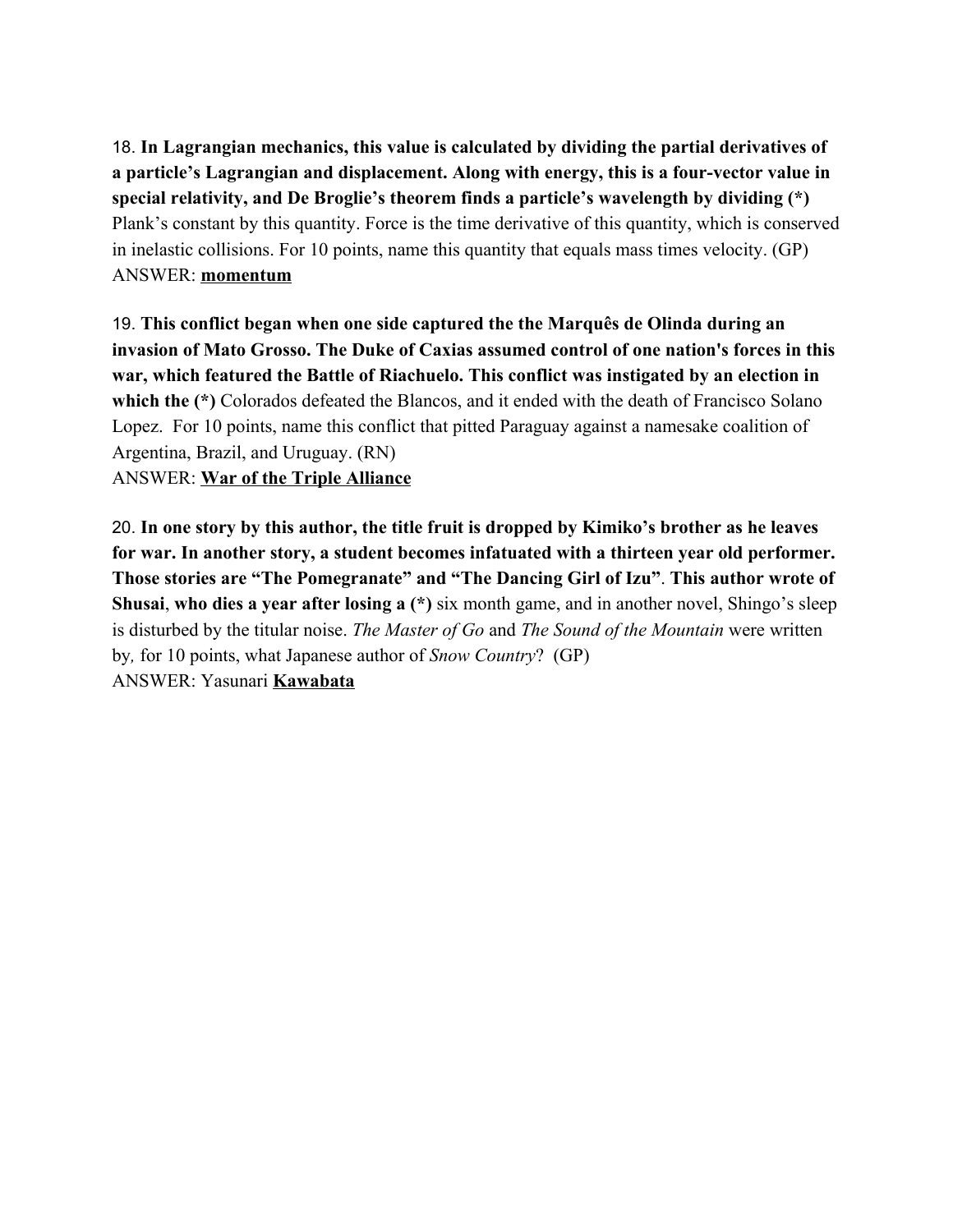18. **In Lagrangian mechanics, this value is calculated by dividing the partial derivatives of a particle's Lagrangian and displacement. Along with energy, this is a four-vector value in special relativity, and De Broglie's theorem finds a particle's wavelength by dividing (*)** Plank's constant by this quantity. Force is the time derivative of this quantity, which is conserved in inelastic collisions. For 10 points, name this quantity that equals mass times velocity. (GP)
ANSWER: **<u>momentum</u>**

19. **This conflict began when one side captured the the Marquês de Olinda during an invasion of Mato Grosso. The Duke of Caxias assumed control of one nation's forces in this war, which featured the Battle of Riachuelo. This conflict was instigated by an election in which the (*)** Colorados defeated the Blancos, and it ended with the death of Francisco Solano Lopez. For 10 points, name this conflict that pitted Paraguay against a namesake coalition of Argentina, Brazil, and Uruguay. (RN)
ANSWER: **<u>War of the Triple Alliance</u>**

20. **In one story by this author, the title fruit is dropped by Kimiko's brother as he leaves for war. In another story, a student becomes infatuated with a thirteen year old performer. Those stories are "The Pomegranate" and "The Dancing Girl of Izu". This author wrote of Shusai, who dies a year after losing a (*)** six month game, and in another novel, Shingo's sleep is disturbed by the titular noise. *The Master of Go* and *The Sound of the Mountain* were written by*,* for 10 points, what Japanese author of *Snow Country*? (GP)
ANSWER: Yasunari **<u>Kawabata</u>**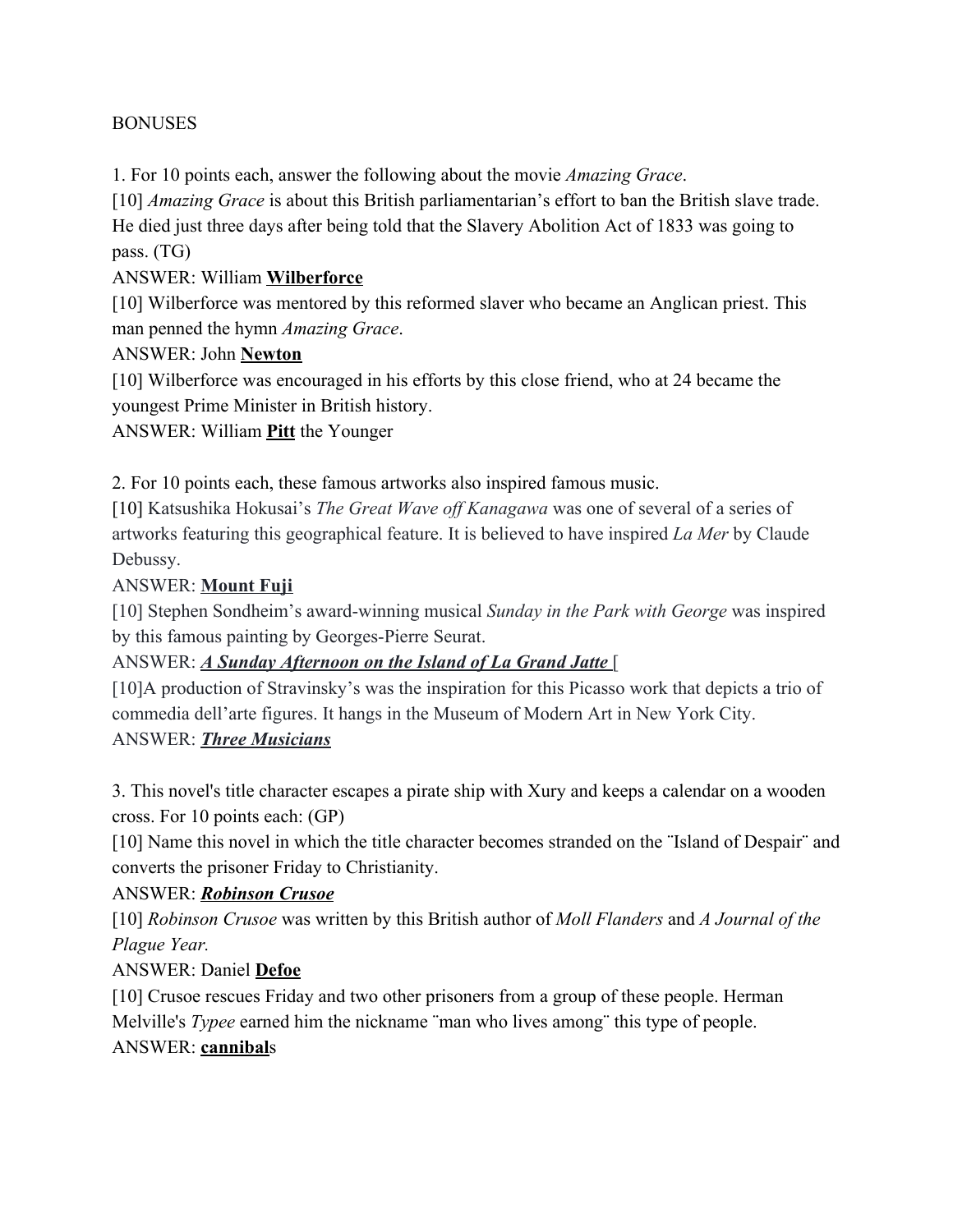BONUSES

1. For 10 points each, answer the following about the movie *Amazing Grace*.

[10] *Amazing Grace* is about this British parliamentarian's effort to ban the British slave trade. He died just three days after being told that the Slavery Abolition Act of 1833 was going to pass. (TG)

ANSWER: William **Wilberforce**

[10] Wilberforce was mentored by this reformed slaver who became an Anglican priest. This man penned the hymn *Amazing Grace*.

ANSWER: John **Newton**

[10] Wilberforce was encouraged in his efforts by this close friend, who at 24 became the youngest Prime Minister in British history.

ANSWER: William **Pitt** the Younger

2. For 10 points each, these famous artworks also inspired famous music.

[10] Katsushika Hokusai's *The Great Wave off Kanagawa* was one of several of a series of artworks featuring this geographical feature. It is believed to have inspired *La Mer* by Claude Debussy.

ANSWER: **Mount Fuji**

[10] Stephen Sondheim's award-winning musical *Sunday in the Park with George* was inspired by this famous painting by Georges-Pierre Seurat.

ANSWER: ***A Sunday Afternoon on the Island of La Grand Jatte*** [

[10]A production of Stravinsky's was the inspiration for this Picasso work that depicts a trio of commedia dell'arte figures. It hangs in the Museum of Modern Art in New York City.

ANSWER: ***Three Musicians***

3. This novel's title character escapes a pirate ship with Xury and keeps a calendar on a wooden cross. For 10 points each: (GP)

[10] Name this novel in which the title character becomes stranded on the ¨Island of Despair¨ and converts the prisoner Friday to Christianity.

ANSWER: ***Robinson Crusoe***

[10] *Robinson Crusoe* was written by this British author of *Moll Flanders* and *A Journal of the Plague Year.*

ANSWER: Daniel **Defoe**

[10] Crusoe rescues Friday and two other prisoners from a group of these people. Herman Melville's *Typee* earned him the nickname ¨man who lives among¨ this type of people.

ANSWER: **cannibal**s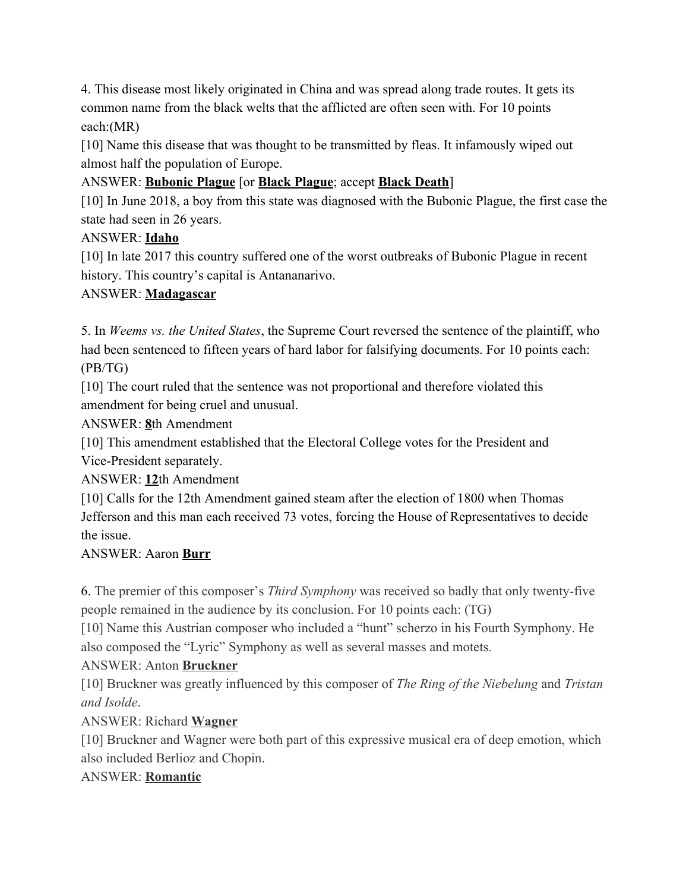4. This disease most likely originated in China and was spread along trade routes. It gets its common name from the black welts that the afflicted are often seen with. For 10 points each:(MR)

[10] Name this disease that was thought to be transmitted by fleas. It infamously wiped out almost half the population of Europe.

ANSWER: **Bubonic Plague** [or **Black Plague**; accept **Black Death**]

[10] In June 2018, a boy from this state was diagnosed with the Bubonic Plague, the first case the state had seen in 26 years.

ANSWER: **Idaho**

[10] In late 2017 this country suffered one of the worst outbreaks of Bubonic Plague in recent history. This country's capital is Antananarivo.

ANSWER: **Madagascar**

5. In *Weems vs. the United States*, the Supreme Court reversed the sentence of the plaintiff, who had been sentenced to fifteen years of hard labor for falsifying documents. For 10 points each: (PB/TG)

[10] The court ruled that the sentence was not proportional and therefore violated this amendment for being cruel and unusual.

ANSWER: **8**th Amendment

[10] This amendment established that the Electoral College votes for the President and Vice-President separately.

ANSWER: **12**th Amendment

[10] Calls for the 12th Amendment gained steam after the election of 1800 when Thomas Jefferson and this man each received 73 votes, forcing the House of Representatives to decide the issue.

ANSWER: Aaron **Burr**

6. The premier of this composer's *Third Symphony* was received so badly that only twenty-five people remained in the audience by its conclusion. For 10 points each: (TG)

[10] Name this Austrian composer who included a "hunt" scherzo in his Fourth Symphony. He also composed the "Lyric" Symphony as well as several masses and motets.

ANSWER: Anton **Bruckner**

[10] Bruckner was greatly influenced by this composer of *The Ring of the Niebelung* and *Tristan and Isolde*.

ANSWER: Richard **Wagner**

[10] Bruckner and Wagner were both part of this expressive musical era of deep emotion, which also included Berlioz and Chopin.

ANSWER: **Romantic**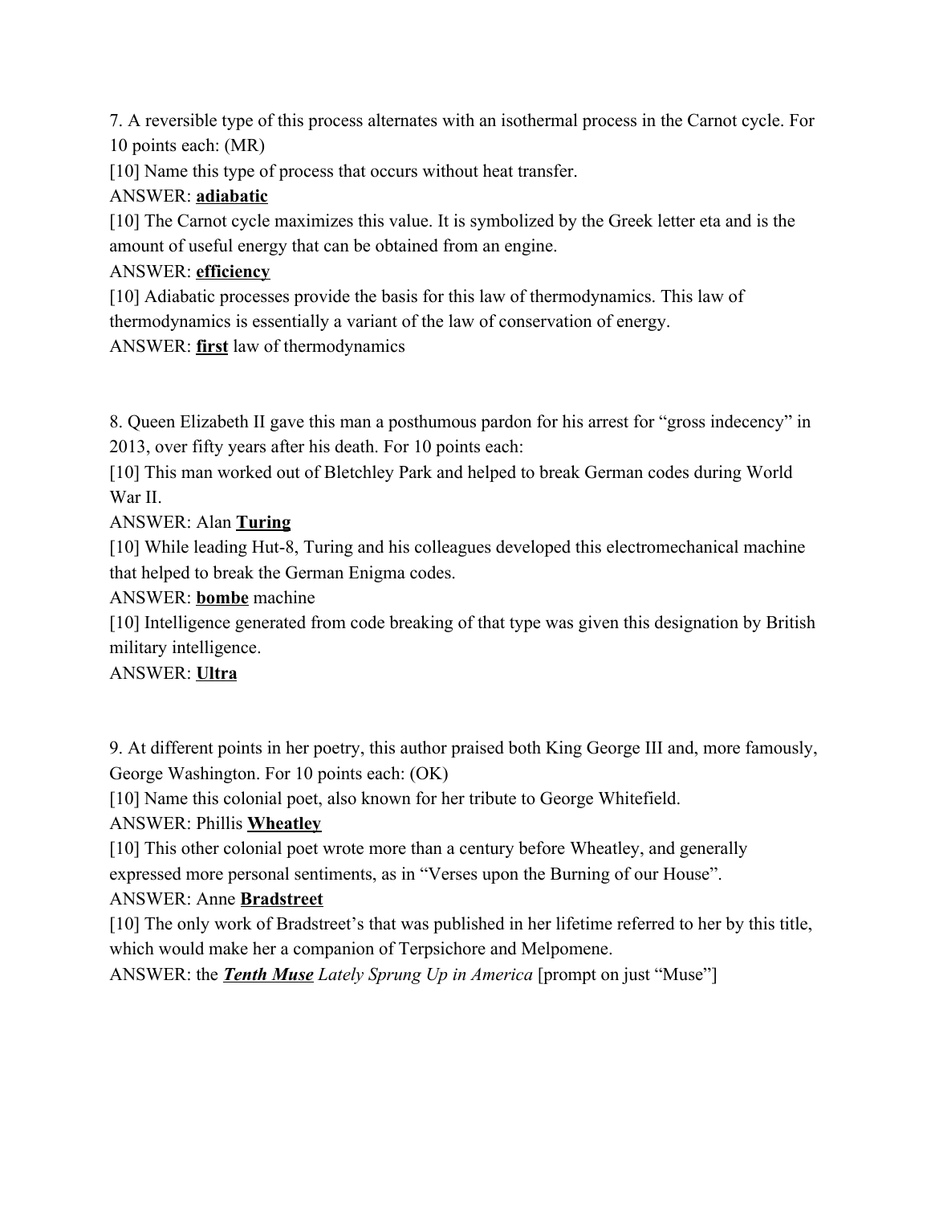7. A reversible type of this process alternates with an isothermal process in the Carnot cycle. For 10 points each: (MR)

[10] Name this type of process that occurs without heat transfer.

ANSWER: **adiabatic**

[10] The Carnot cycle maximizes this value. It is symbolized by the Greek letter eta and is the amount of useful energy that can be obtained from an engine.

ANSWER: **efficiency**

[10] Adiabatic processes provide the basis for this law of thermodynamics. This law of thermodynamics is essentially a variant of the law of conservation of energy.

ANSWER: **first** law of thermodynamics

8. Queen Elizabeth II gave this man a posthumous pardon for his arrest for "gross indecency" in 2013, over fifty years after his death. For 10 points each:

[10] This man worked out of Bletchley Park and helped to break German codes during World War II.

ANSWER: Alan **Turing**

[10] While leading Hut-8, Turing and his colleagues developed this electromechanical machine that helped to break the German Enigma codes.

ANSWER: **bombe** machine

[10] Intelligence generated from code breaking of that type was given this designation by British military intelligence.

ANSWER: **Ultra**

9. At different points in her poetry, this author praised both King George III and, more famously, George Washington. For 10 points each: (OK)

[10] Name this colonial poet, also known for her tribute to George Whitefield.

ANSWER: Phillis **Wheatley**

[10] This other colonial poet wrote more than a century before Wheatley, and generally expressed more personal sentiments, as in "Verses upon the Burning of our House".

ANSWER: Anne **Bradstreet**

[10] The only work of Bradstreet's that was published in her lifetime referred to her by this title, which would make her a companion of Terpsichore and Melpomene.

ANSWER: the ***Tenth Muse*** *Lately Sprung Up in America* [prompt on just "Muse"]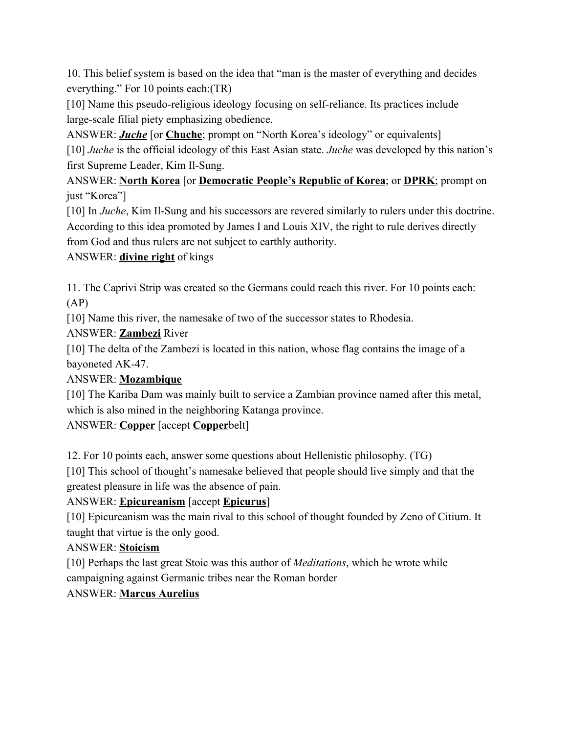10. This belief system is based on the idea that "man is the master of everything and decides everything." For 10 points each:(TR)

[10] Name this pseudo-religious ideology focusing on self-reliance. Its practices include large-scale filial piety emphasizing obedience.

ANSWER: ***Juche*** [or **Chuche**; prompt on "North Korea's ideology" or equivalents]

[10] *Juche* is the official ideology of this East Asian state. *Juche* was developed by this nation's first Supreme Leader, Kim Il-Sung.

ANSWER: **North Korea** [or **Democratic People's Republic of Korea**; or **DPRK**; prompt on just "Korea"]

[10] In *Juche*, Kim Il-Sung and his successors are revered similarly to rulers under this doctrine. According to this idea promoted by James I and Louis XIV, the right to rule derives directly from God and thus rulers are not subject to earthly authority.

ANSWER: **divine right** of kings

11. The Caprivi Strip was created so the Germans could reach this river. For 10 points each: (AP)

[10] Name this river, the namesake of two of the successor states to Rhodesia.

ANSWER: **Zambezi** River

[10] The delta of the Zambezi is located in this nation, whose flag contains the image of a bayoneted AK-47.

ANSWER: **Mozambique**

[10] The Kariba Dam was mainly built to service a Zambian province named after this metal, which is also mined in the neighboring Katanga province.

ANSWER: **Copper** [accept **Copper**belt]

12. For 10 points each, answer some questions about Hellenistic philosophy. (TG)

[10] This school of thought's namesake believed that people should live simply and that the greatest pleasure in life was the absence of pain.

ANSWER: **Epicureanism** [accept **Epicurus**]

[10] Epicureanism was the main rival to this school of thought founded by Zeno of Citium. It taught that virtue is the only good.

ANSWER: **Stoicism**

[10] Perhaps the last great Stoic was this author of *Meditations*, which he wrote while campaigning against Germanic tribes near the Roman border

ANSWER: **Marcus Aurelius**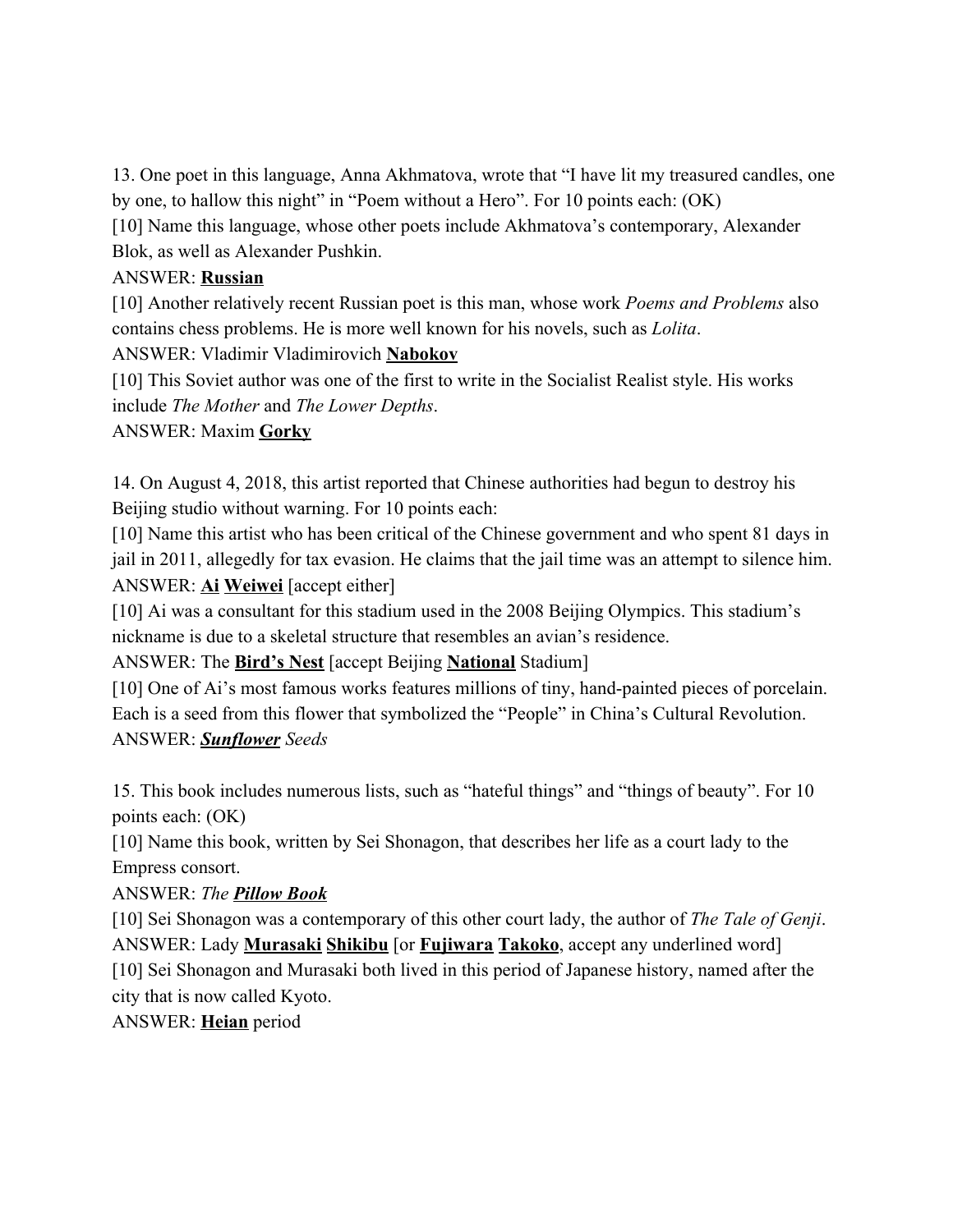13. One poet in this language, Anna Akhmatova, wrote that “I have lit my treasured candles, one by one, to hallow this night” in “Poem without a Hero”. For 10 points each: (OK)

[10] Name this language, whose other poets include Akhmatova’s contemporary, Alexander Blok, as well as Alexander Pushkin.

ANSWER: **<u>Russian</u>**

[10] Another relatively recent Russian poet is this man, whose work *Poems and Problems* also contains chess problems. He is more well known for his novels, such as *Lolita*.

ANSWER: Vladimir Vladimirovich **<u>Nabokov</u>**

[10] This Soviet author was one of the first to write in the Socialist Realist style. His works include *The Mother* and *The Lower Depths*.

ANSWER: Maxim **<u>Gorky</u>**

14. On August 4, 2018, this artist reported that Chinese authorities had begun to destroy his Beijing studio without warning. For 10 points each:

[10] Name this artist who has been critical of the Chinese government and who spent 81 days in jail in 2011, allegedly for tax evasion. He claims that the jail time was an attempt to silence him.

ANSWER: **<u>Ai</u>** **<u>Weiwei</u>** [accept either]

[10] Ai was a consultant for this stadium used in the 2008 Beijing Olympics. This stadium’s nickname is due to a skeletal structure that resembles an avian’s residence.

ANSWER: The **<u>Bird’s Nest</u>** [accept Beijing **<u>National</u>** Stadium]

[10] One of Ai’s most famous works features millions of tiny, hand-painted pieces of porcelain. Each is a seed from this flower that symbolized the “People” in China’s Cultural Revolution.

ANSWER: ***<u>Sunflower</u>*** *Seeds*

15. This book includes numerous lists, such as “hateful things” and “things of beauty”. For 10 points each: (OK)

[10] Name this book, written by Sei Shonagon, that describes her life as a court lady to the Empress consort.

ANSWER: *The* ***<u>Pillow Book</u>***

[10] Sei Shonagon was a contemporary of this other court lady, the author of *The Tale of Genji*.

ANSWER: Lady **<u>Murasaki</u>** **<u>Shikibu</u>** [or **<u>Fujiwara</u>** **<u>Takoko</u>**, accept any underlined word]

[10] Sei Shonagon and Murasaki both lived in this period of Japanese history, named after the city that is now called Kyoto.

ANSWER: **<u>Heian</u>** period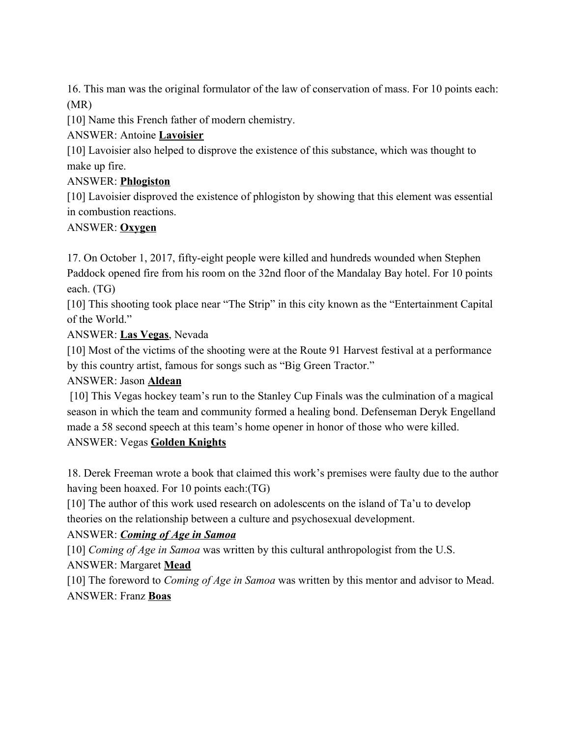16. This man was the original formulator of the law of conservation of mass. For 10 points each: (MR)

[10] Name this French father of modern chemistry.

ANSWER: Antoine **<u>Lavoisier</u>**

[10] Lavoisier also helped to disprove the existence of this substance, which was thought to make up fire.

ANSWER: **<u>Phlogiston</u>**

[10] Lavoisier disproved the existence of phlogiston by showing that this element was essential in combustion reactions.

ANSWER: **<u>Oxygen</u>**

17. On October 1, 2017, fifty-eight people were killed and hundreds wounded when Stephen Paddock opened fire from his room on the 32nd floor of the Mandalay Bay hotel. For 10 points each. (TG)

[10] This shooting took place near "The Strip" in this city known as the "Entertainment Capital of the World."

ANSWER: **<u>Las Vegas</u>**, Nevada

[10] Most of the victims of the shooting were at the Route 91 Harvest festival at a performance by this country artist, famous for songs such as "Big Green Tractor."

ANSWER: Jason **<u>Aldean</u>**

[10] This Vegas hockey team's run to the Stanley Cup Finals was the culmination of a magical season in which the team and community formed a healing bond. Defenseman Deryk Engelland made a 58 second speech at this team's home opener in honor of those who were killed.

ANSWER: Vegas **<u>Golden Knights</u>**

18. Derek Freeman wrote a book that claimed this work's premises were faulty due to the author having been hoaxed. For 10 points each:(TG)

[10] The author of this work used research on adolescents on the island of Ta'u to develop theories on the relationship between a culture and psychosexual development.

ANSWER: ***<u>Coming of Age in Samoa</u>***

[10] *Coming of Age in Samoa* was written by this cultural anthropologist from the U.S.

ANSWER: Margaret **<u>Mead</u>**

[10] The foreword to *Coming of Age in Samoa* was written by this mentor and advisor to Mead.

ANSWER: Franz **<u>Boas</u>**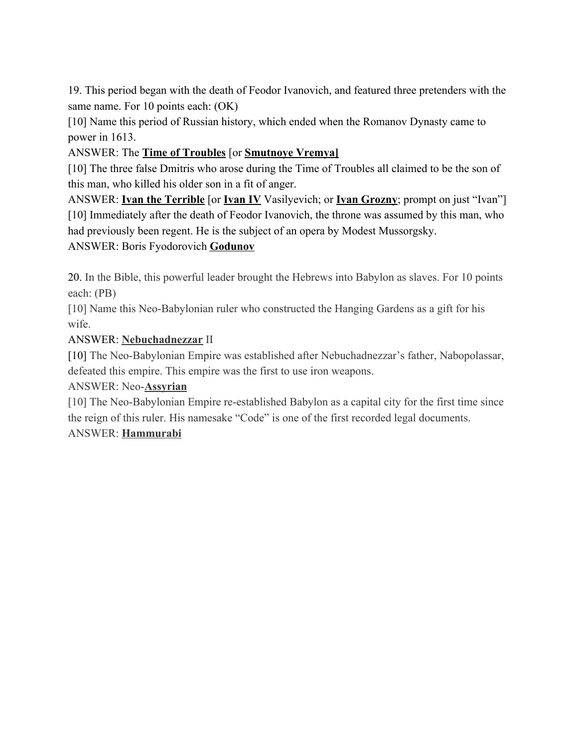19. This period began with the death of Feodor Ivanovich, and featured three pretenders with the same name. For 10 points each: (OK)

[10] Name this period of Russian history, which ended when the Romanov Dynasty came to power in 1613.

ANSWER: The **Time of Troubles** [or **Smutnoye Vremya]**

[10] The three false Dmitris who arose during the Time of Troubles all claimed to be the son of this man, who killed his older son in a fit of anger.

ANSWER: **Ivan the Terrible** [or **Ivan IV** Vasilyevich; or **Ivan Grozny**; prompt on just "Ivan"]

[10] Immediately after the death of Feodor Ivanovich, the throne was assumed by this man, who had previously been regent. He is the subject of an opera by Modest Mussorgsky.

ANSWER: Boris Fyodorovich **Godunov**

20. In the Bible, this powerful leader brought the Hebrews into Babylon as slaves. For 10 points each: (PB)

[10] Name this Neo-Babylonian ruler who constructed the Hanging Gardens as a gift for his wife.

ANSWER: **Nebuchadnezzar** II

[10] The Neo-Babylonian Empire was established after Nebuchadnezzar's father, Nabopolassar, defeated this empire. This empire was the first to use iron weapons.

ANSWER: Neo-**Assyrian**

[10] The Neo-Babylonian Empire re-established Babylon as a capital city for the first time since the reign of this ruler. His namesake "Code" is one of the first recorded legal documents.

ANSWER: **Hammurabi**